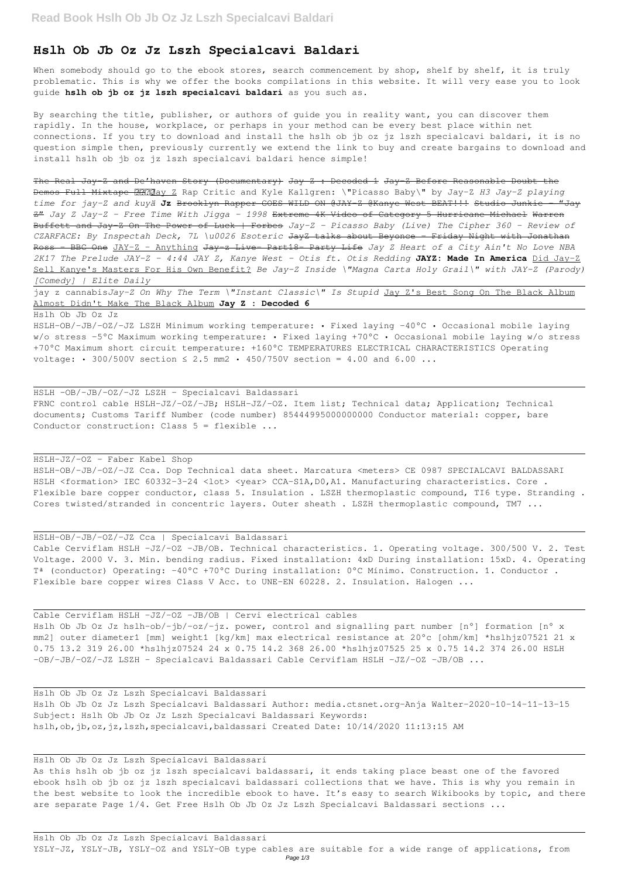# Hslh Ob Jb Oz Jz Lszh Specialcavi Baldari

When somebody should go to the ebook stores, search commencement by shop, shelf by shelf, it is truly problematic. This is why we offer the books compilations in this website. It will very ease you to look guide **hslh ob jb oz jz lszh specialcavi baldari** as you such as.

By searching the title, publisher, or authors of guide you in reality want, you can discover them rapidly. In the house, workplace, or perhaps in your method can be every best place within net connections. If you try to download and install the hslh ob jb oz jz lszh specialcavi baldari, it is no question simple then, previously currently we extend the link to buy and create bargains to download and install hslh ob jb oz jz lszh specialcavi baldari hence simple!

~~The Real Jay-Z and De'haven Story (Documentary)~~ ~~Jay Z : Decoded 1~~ ~~Jay-Z Before Reasonable Doubt the Demos Full Mixtape~~ Jay Z Rap Critic and Kyle Kallgren: "Picasso Baby" by Jay-Z *H3 Jay-Z playing time for jay-Z and kuyä* **Jz** ~~Brooklyn Rapper GOES WILD ON @JAY-Z @Kanye West BEAT!!!~~ ~~Studio Junkie - "Jay Z"~~ *Jay Z Jay-Z - Free Time With Jigga - 1998* ~~Extreme 4K Video of Category 5 Hurricane Michael~~ ~~Warren Buffett and Jay-Z On The Power of Luck | Forbes~~ *Jay-Z - Picasso Baby (Live) The Cipher 360 - Review of CZARFACE: By Inspectah Deck, 7L \u0026 Esoteric* ~~JayZ talks about Beyonce - Friday Night with Jonathan Ross - BBC One~~ JAY-Z - Anything ~~Jay-z Live- Part18- Party Life~~ *Jay Z Heart of a City Ain't No Love NBA 2K17 The Prelude JAY-Z - 4:44 JAY Z, Kanye West - Otis ft. Otis Redding* **JAYZ: Made In America** Did Jay-Z Sell Kanye's Masters For His Own Benefit? *Be Jay-Z Inside \"Magna Carta Holy Grail\" with JAY-Z (Parody) [Comedy] | Elite Daily*

jay z cannabis*Jay-Z On Why The Term \"Instant Classic\" Is Stupid* Jay Z's Best Song On The Black Album Almost Didn't Make The Black Album **Jay Z : Decoded 6**

Hslh Ob Jb Oz Jz

HSLH-OB/-JB/-OZ/-JZ LSZH Minimum working temperature: • Fixed laying -40°C • Occasional mobile laying w/o stress -5°C Maximum working temperature: • Fixed laying +70°C • Occasional mobile laying w/o stress +70°C Maximum short circuit temperature: +160°C TEMPERATURES ELECTRICAL CHARACTERISTICS Operating voltage: • 300/500V section ≤ 2.5 mm2 • 450/750V section = 4.00 and 6.00 ...

HSLH -OB/-JB/-OZ/-JZ LSZH - Specialcavi Baldassari

FRNC control cable HSLH-JZ/-OZ/-JB; HSLH-JZ/-OZ. Item list; Technical data; Application; Technical documents; Customs Tariff Number (code number) 85444995000000000 Conductor material: copper, bare Conductor construction: Class 5 = flexible ...

HSLH-JZ/-OZ - Faber Kabel Shop

HSLH-OB/-JB/-OZ/-JZ Cca. Dop Technical data sheet. Marcatura <meters> CE 0987 SPECIALCAVI BALDASSARI HSLH <formation> IEC 60332-3-24 <lot> <year> CCA-S1A,D0,A1. Manufacturing characteristics. Core . Flexible bare copper conductor, class 5. Insulation . LSZH thermoplastic compound, TI6 type. Stranding . Cores twisted/stranded in concentric layers. Outer sheath . LSZH thermoplastic compound, TM7 ...

HSLH-OB/-JB/-OZ/-JZ Cca | Specialcavi Baldassari

Cable Cerviflam HSLH -JZ/-OZ -JB/OB. Technical characteristics. 1. Operating voltage. 300/500 V. 2. Test Voltage. 2000 V. 3. Min. bending radius. Fixed installation: 4xD During installation: 15xD. 4. Operating Tª (conductor) Operating: -40°C +70°C During installation: 0°C Mínimo. Construction. 1. Conductor . Flexible bare copper wires Class V Acc. to UNE-EN 60228. 2. Insulation. Halogen ...

Cable Cerviflam HSLH -JZ/-OZ -JB/OB | Cervi electrical cables

Hslh Ob Jb Oz Jz hslh-ob/-jb/-oz/-jz. power, control and signalling part number [n°] formation [n° x mm2] outer diameter1 [mm] weight1 [kg/km] max electrical resistance at 20°c [ohm/km] *hslhjz07521 21 x 0.75 13.2 319 26.00 *hslhjz07524 24 x 0.75 14.2 368 26.00 *hslhjz07525 25 x 0.75 14.2 374 26.00 HSLH -OB/-JB/-OZ/-JZ LSZH - Specialcavi Baldassari Cable Cerviflam HSLH -JZ/-OZ -JB/OB ...

Hslh Ob Jb Oz Jz Lszh Specialcavi Baldassari

Hslh Ob Jb Oz Jz Lszh Specialcavi Baldassari Author: media.ctsnet.org-Anja Walter-2020-10-14-11-13-15 Subject: Hslh Ob Jb Oz Jz Lszh Specialcavi Baldassari Keywords: hslh,ob,jb,oz,jz,lszh,specialcavi,baldassari Created Date: 10/14/2020 11:13:15 AM

Hslh Ob Jb Oz Jz Lszh Specialcavi Baldassari

As this hslh ob jb oz jz lszh specialcavi baldassari, it ends taking place beast one of the favored ebook hslh ob jb oz jz lszh specialcavi baldassari collections that we have. This is why you remain in the best website to look the incredible ebook to have. It's easy to search Wikibooks by topic, and there are separate Page 1/4. Get Free Hslh Ob Jb Oz Jz Lszh Specialcavi Baldassari sections ...

Hslh Ob Jb Oz Jz Lszh Specialcavi Baldassari

YSLY-JZ, YSLY-JB, YSLY-OZ and YSLY-OB type cables are suitable for a wide range of applications, from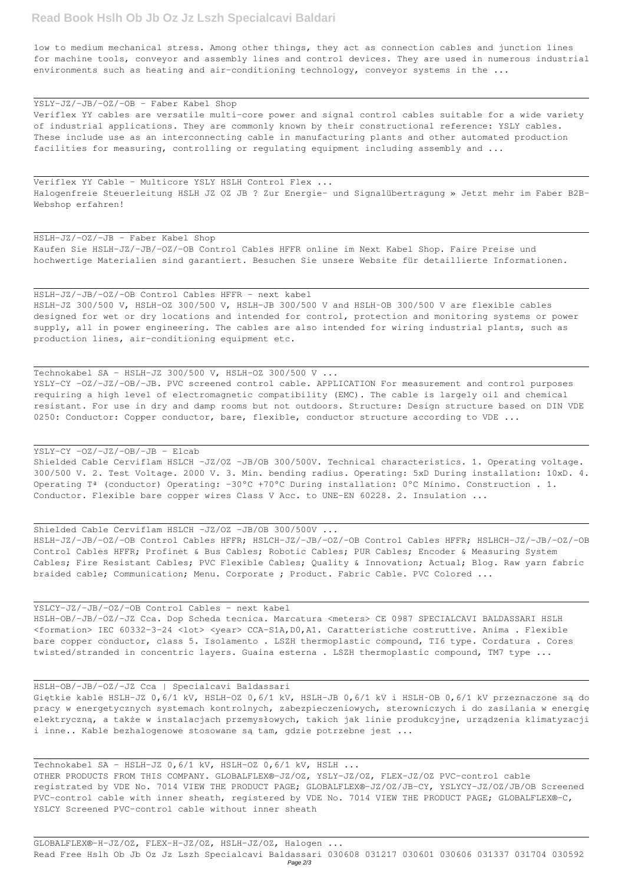low to medium mechanical stress. Among other things, they act as connection cables and junction lines for machine tools, conveyor and assembly lines and control devices. They are used in numerous industrial environments such as heating and air-conditioning technology, conveyor systems in the ...

YSLY-JZ/-JB/-OZ/-OB - Faber Kabel Shop

Veriflex YY cables are versatile multi-core power and signal control cables suitable for a wide variety of industrial applications. They are commonly known by their constructional reference: YSLY cables. These include use as an interconnecting cable in manufacturing plants and other automated production facilities for measuring, controlling or regulating equipment including assembly and ...

Veriflex YY Cable - Multicore YSLY HSLH Control Flex ...

Halogenfreie Steuerleitung HSLH JZ OZ JB ? Zur Energie- und Signalübertragung » Jetzt mehr im Faber B2B-Webshop erfahren!

HSLH-JZ/-OZ/-JB - Faber Kabel Shop

Kaufen Sie HSLH-JZ/-JB/-OZ/-OB Control Cables HFFR online im Next Kabel Shop. Faire Preise und hochwertige Materialien sind garantiert. Besuchen Sie unsere Website für detaillierte Informationen.

HSLH-JZ/-JB/-OZ/-OB Control Cables HFFR - next kabel

HSLH-JZ 300/500 V, HSLH-OZ 300/500 V, HSLH-JB 300/500 V and HSLH-OB 300/500 V are flexible cables designed for wet or dry locations and intended for control, protection and monitoring systems or power supply, all in power engineering. The cables are also intended for wiring industrial plants, such as production lines, air-conditioning equipment etc.

Technokabel SA - HSLH-JZ 300/500 V, HSLH-OZ 300/500 V ...

YSLY-CY -OZ/-JZ/-OB/-JB. PVC screened control cable. APPLICATION For measurement and control purposes requiring a high level of electromagnetic compatibility (EMC). The cable is largely oil and chemical resistant. For use in dry and damp rooms but not outdoors. Structure: Design structure based on DIN VDE 0250: Conductor: Copper conductor, bare, flexible, conductor structure according to VDE ...

YSLY-CY -OZ/-JZ/-OB/-JB - Elcab

Shielded Cable Cerviflam HSLCH -JZ/OZ -JB/OB 300/500V. Technical characteristics. 1. Operating voltage. 300/500 V. 2. Test Voltage. 2000 V. 3. Min. bending radius. Operating: 5xD During installation: 10xD. 4. Operating Tª (conductor) Operating: -30°C +70°C During installation: 0°C Mínimo. Construction . 1. Conductor. Flexible bare copper wires Class V Acc. to UNE-EN 60228. 2. Insulation ...

Shielded Cable Cerviflam HSLCH -JZ/OZ -JB/OB 300/500V ...

HSLH-JZ/-JB/-OZ/-OB Control Cables HFFR; HSLCH-JZ/-JB/-OZ/-OB Control Cables HFFR; HSLHCH-JZ/-JB/-OZ/-OB Control Cables HFFR; Profinet & Bus Cables; Robotic Cables; PUR Cables; Encoder & Measuring System Cables; Fire Resistant Cables; PVC Flexible Cables; Quality & Innovation; Actual; Blog. Raw yarn fabric braided cable; Communication; Menu. Corporate ; Product. Fabric Cable. PVC Colored ...

YSLCY-JZ/-JB/-OZ/-OB Control Cables - next kabel

HSLH-OB/-JB/-OZ/-JZ Cca. Dop Scheda tecnica. Marcatura <meters> CE 0987 SPECIALCAVI BALDASSARI HSLH <formation> IEC 60332-3-24 <lot> <year> CCA-S1A,D0,A1. Caratteristiche costruttive. Anima . Flexible bare copper conductor, class 5. Isolamento . LSZH thermoplastic compound, TI6 type. Cordatura . Cores twisted/stranded in concentric layers. Guaina esterna . LSZH thermoplastic compound, TM7 type ...

HSLH-OB/-JB/-OZ/-JZ Cca | Specialcavi Baldassari

Giętkie kable HSLH-JZ 0,6/1 kV, HSLH-OZ 0,6/1 kV, HSLH-JB 0,6/1 kV i HSLH-OB 0,6/1 kV przeznaczone są do pracy w energetycznych systemach kontrolnych, zabezpieczeniowych, sterowniczych i do zasilania w energię elektryczną, a także w instalacjach przemysłowych, takich jak linie produkcyjne, urządzenia klimatyzacji i inne.. Kable bezhalogenowe stosowane są tam, gdzie potrzebne jest ...

Technokabel SA - HSLH-JZ 0,6/1 kV, HSLH-OZ 0,6/1 kV, HSLH ...

OTHER PRODUCTS FROM THIS COMPANY. GLOBALFLEX®-JZ/OZ, YSLY-JZ/OZ, FLEX-JZ/OZ PVC-control cable registrated by VDE No. 7014 VIEW THE PRODUCT PAGE; GLOBALFLEX®-JZ/OZ/JB-CY, YSLYCY-JZ/OZ/JB/OB Screened PVC-control cable with inner sheath, registered by VDE No. 7014 VIEW THE PRODUCT PAGE; GLOBALFLEX®-C, YSLCY Screened PVC-control cable without inner sheath

GLOBALFLEX®-H-JZ/OZ, FLEX-H-JZ/OZ, HSLH-JZ/OZ, Halogen ...

Read Free Hslh Ob Jb Oz Jz Lszh Specialcavi Baldassari 030608 031217 030601 030606 031337 031704 030592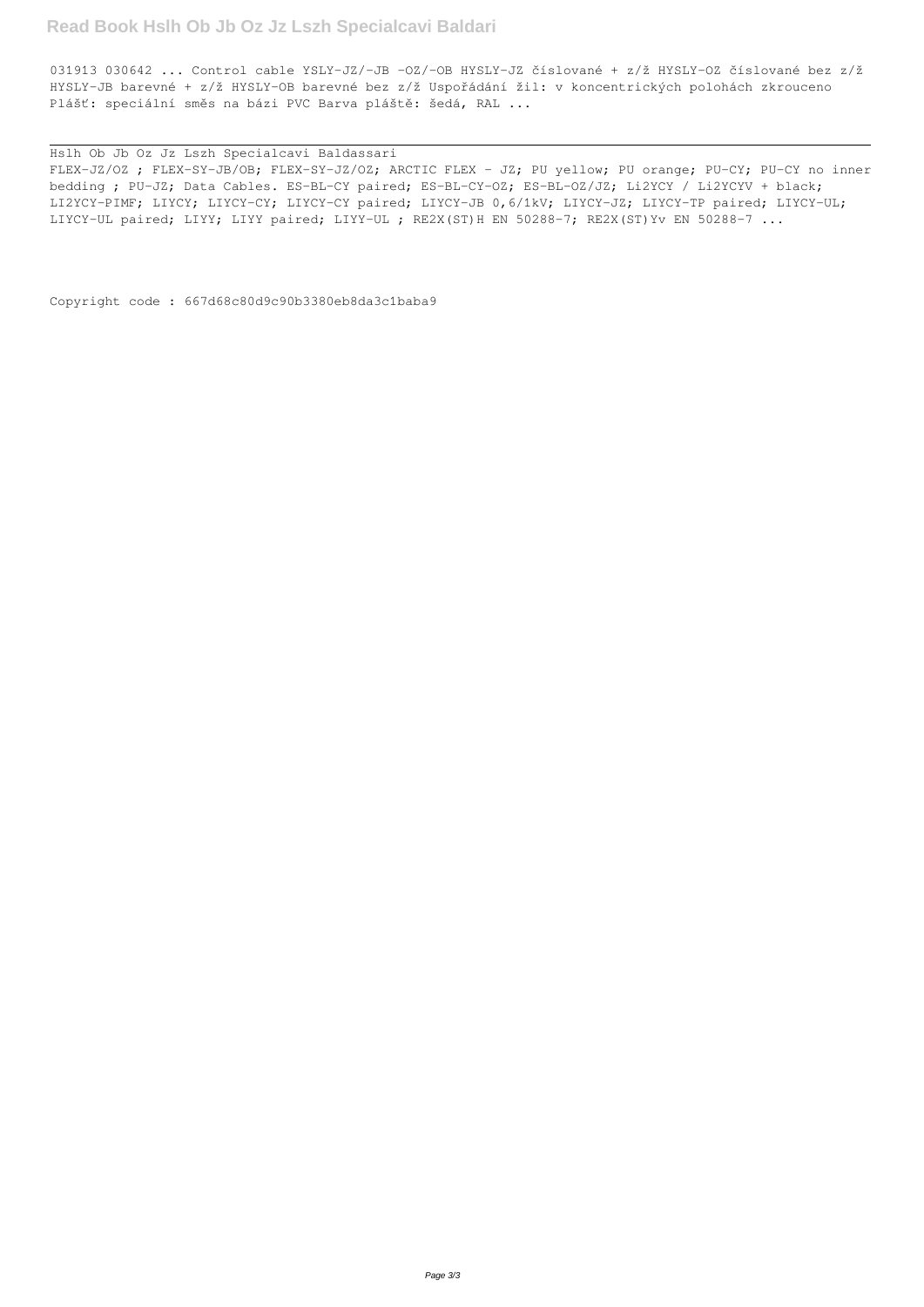031913 030642 ... Control cable YSLY-JZ/-JB -OZ/-OB HYSLY-JZ číslované + z/ž HYSLY-OZ číslované bez z/ž HYSLY-JB barevné + z/ž HYSLY-OB barevné bez z/ž Uspořádání žil: v koncentrických polohách zkrouceno Plášť: speciální směs na bázi PVC Barva pláště: šedá, RAL ...

Hslh Ob Jb Oz Jz Lszh Specialcavi Baldassari

FLEX-JZ/OZ ; FLEX-SY-JB/OB; FLEX-SY-JZ/OZ; ARCTIC FLEX - JZ; PU yellow; PU orange; PU-CY; PU-CY no inner bedding ; PU-JZ; Data Cables. ES-BL-CY paired; ES-BL-CY-OZ; ES-BL-OZ/JZ; Li2YCY / Li2YCYV + black; LI2YCY-PIMF; LIYCY; LIYCY-CY; LIYCY-CY paired; LIYCY-JB 0,6/1kV; LIYCY-JZ; LIYCY-TP paired; LIYCY-UL; LIYCY-UL paired; LIYY; LIYY paired; LIYY-UL ; RE2X(ST)H EN 50288-7; RE2X(ST)Yv EN 50288-7 ...

Copyright code : 667d68c80d9c90b3380eb8da3c1baba9